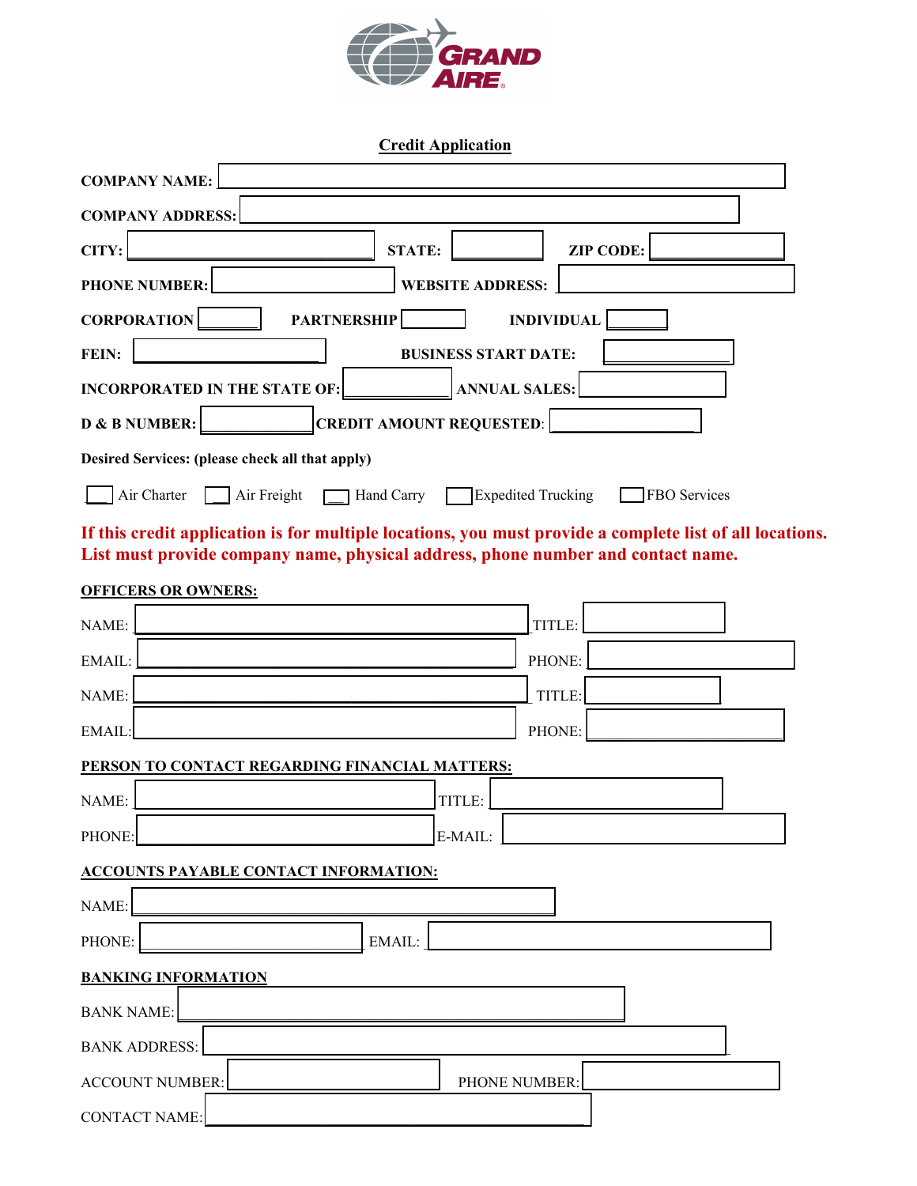GRAND AIRE

# Credit Application

**COMPANY NAME:** ____________________

**COMPANY ADDRESS:** ____________________

**CITY:** ____________ **STATE:** ________ **ZIP CODE:** ________

**PHONE NUMBER:** ____________ **WEBSITE ADDRESS:** ____________

**CORPORATION** ______ **PARTNERSHIP** ______ **INDIVIDUAL** ______

**FEIN:** ____________ **BUSINESS START DATE:** ____________

**INCORPORATED IN THE STATE OF:** ____________ **ANNUAL SALES:** ____________

**D & B NUMBER:** ____________ **CREDIT AMOUNT REQUESTED**: ____________

**Desired Services: (please check all that apply)**

☐ Air Charter ☐ Air Freight ☐ Hand Carry ☐ Expedited Trucking ☐ FBO Services

**If this credit application is for multiple locations, you must provide a complete list of all locations. List must provide company name, physical address, phone number and contact name.**

**OFFICERS OR OWNERS:**

NAME: ____________________ TITLE: ____________

EMAIL: ____________________ PHONE: ____________

NAME: ____________________ TITLE: ____________

EMAIL: ____________________ PHONE: ____________

**PERSON TO CONTACT REGARDING FINANCIAL MATTERS:**

NAME: ____________________ TITLE: ____________

PHONE: ____________________ E-MAIL: ____________

**ACCOUNTS PAYABLE CONTACT INFORMATION:**

NAME: ____________________

PHONE: ____________________ EMAIL: ____________

**BANKING INFORMATION**

BANK NAME: ____________________

BANK ADDRESS: ____________________

ACCOUNT NUMBER: ____________ PHONE NUMBER: ____________

CONTACT NAME: ____________________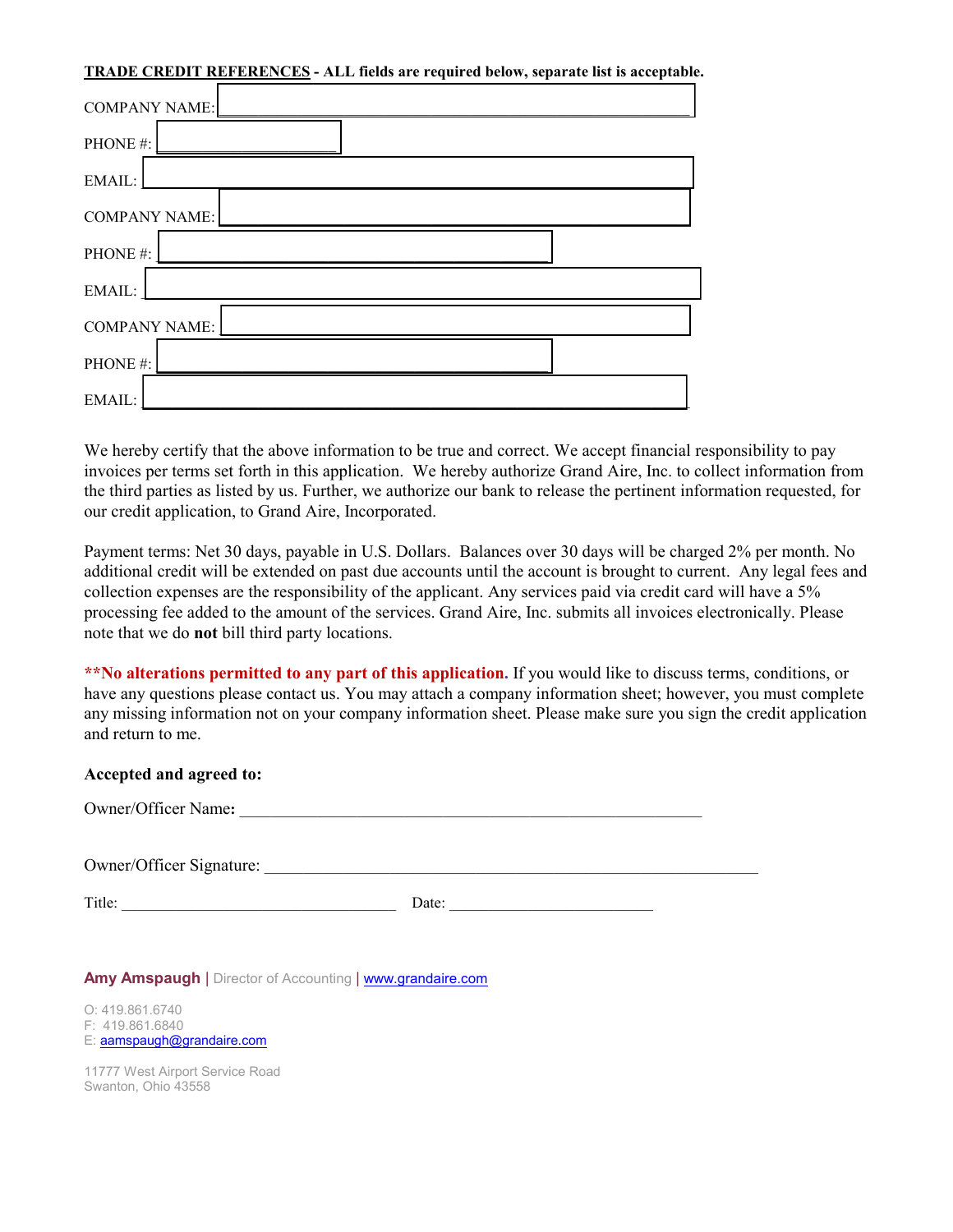**TRADE CREDIT REFERENCES** - **ALL fields are required below, separate list is acceptable.**

COMPANY NAME: ____________________

PHONE #: ____________________

EMAIL: ____________________

COMPANY NAME: ____________________

PHONE #: ____________________

EMAIL: ____________________

COMPANY NAME: ____________________

PHONE #: ____________________

EMAIL: ____________________

We hereby certify that the above information to be true and correct. We accept financial responsibility to pay invoices per terms set forth in this application. We hereby authorize Grand Aire, Inc. to collect information from the third parties as listed by us. Further, we authorize our bank to release the pertinent information requested, for our credit application, to Grand Aire, Incorporated.

Payment terms: Net 30 days, payable in U.S. Dollars. Balances over 30 days will be charged 2% per month. No additional credit will be extended on past due accounts until the account is brought to current. Any legal fees and collection expenses are the responsibility of the applicant. Any services paid via credit card will have a 5% processing fee added to the amount of the services. Grand Aire, Inc. submits all invoices electronically. Please note that we do **not** bill third party locations.

**\*\*No alterations permitted to any part of this application.** If you would like to discuss terms, conditions, or have any questions please contact us. You may attach a company information sheet; however, you must complete any missing information not on your company information sheet. Please make sure you sign the credit application and return to me.

**Accepted and agreed to:**

Owner/Officer Name**:** ____________________________________________________________

Owner/Officer Signature: ____________________________________________________________

Title: ___________________________________ Date: ___________________________

**Amy Amspaugh** | Director of Accounting | www.grandaire.com

O: 419.861.6740
F: 419.861.6840
E: aamspaugh@grandaire.com

11777 West Airport Service Road
Swanton, Ohio 43558